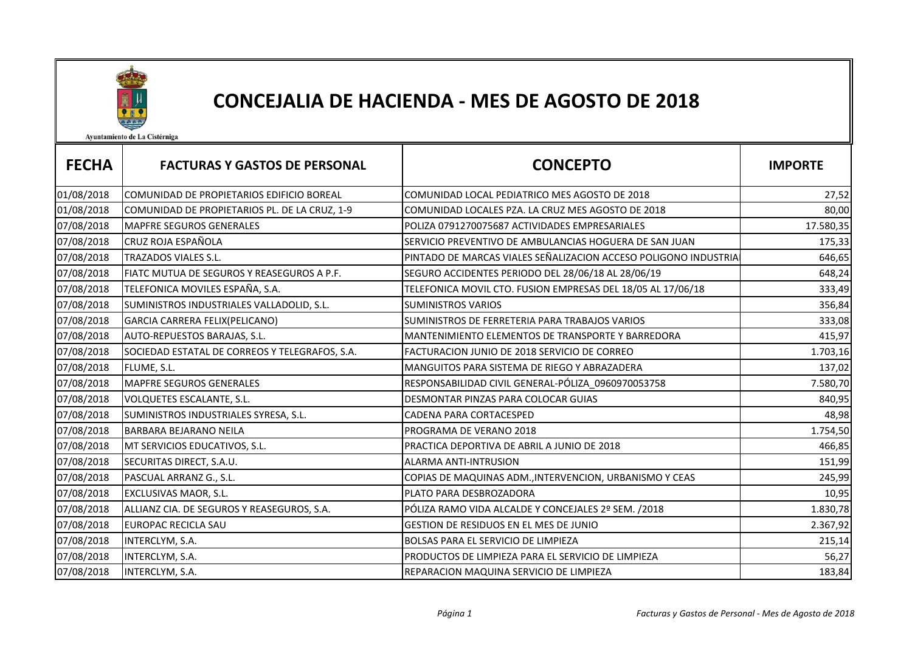Ayuntamiento de La Cistérniga

# CONCEJALIA DE HACIENDA - MES DE AGOSTO DE 2018

| FECHA | FACTURAS Y GASTOS DE PERSONAL | CONCEPTO | IMPORTE |
|---|---|---|---|
| 01/08/2018 | COMUNIDAD DE PROPIETARIOS EDIFICIO BOREAL | COMUNIDAD LOCAL PEDIATRICO MES AGOSTO DE 2018 | 27,52 |
| 01/08/2018 | COMUNIDAD DE PROPIETARIOS PL. DE LA CRUZ, 1-9 | COMUNIDAD LOCALES PZA. LA CRUZ MES AGOSTO DE 2018 | 80,00 |
| 07/08/2018 | MAPFRE SEGUROS GENERALES | POLIZA 0791270075687 ACTIVIDADES EMPRESARIALES | 17.580,35 |
| 07/08/2018 | CRUZ ROJA ESPAÑOLA | SERVICIO PREVENTIVO DE AMBULANCIAS HOGUERA DE SAN JUAN | 175,33 |
| 07/08/2018 | TRAZADOS VIALES S.L. | PINTADO DE MARCAS VIALES SEÑALIZACION ACCESO POLIGONO INDUSTRIA | 646,65 |
| 07/08/2018 | FIATC MUTUA DE SEGUROS Y REASEGUROS A P.F. | SEGURO ACCIDENTES PERIODO DEL 28/06/18 AL 28/06/19 | 648,24 |
| 07/08/2018 | TELEFONICA MOVILES ESPAÑA, S.A. | TELEFONICA MOVIL CTO. FUSION EMPRESAS DEL 18/05 AL 17/06/18 | 333,49 |
| 07/08/2018 | SUMINISTROS INDUSTRIALES VALLADOLID, S.L. | SUMINISTROS VARIOS | 356,84 |
| 07/08/2018 | GARCIA CARRERA FELIX(PELICANO) | SUMINISTROS DE FERRETERIA PARA TRABAJOS VARIOS | 333,08 |
| 07/08/2018 | AUTO-REPUESTOS BARAJAS, S.L. | MANTENIMIENTO ELEMENTOS DE TRANSPORTE Y BARREDORA | 415,97 |
| 07/08/2018 | SOCIEDAD ESTATAL DE CORREOS Y TELEGRAFOS, S.A. | FACTURACION JUNIO DE 2018 SERVICIO DE CORREO | 1.703,16 |
| 07/08/2018 | FLUME, S.L. | MANGUITOS PARA SISTEMA DE RIEGO Y ABRAZADERA | 137,02 |
| 07/08/2018 | MAPFRE SEGUROS GENERALES | RESPONSABILIDAD CIVIL GENERAL-PÓLIZA_0960970053758 | 7.580,70 |
| 07/08/2018 | VOLQUETES ESCALANTE, S.L. | DESMONTAR PINZAS PARA COLOCAR GUIAS | 840,95 |
| 07/08/2018 | SUMINISTROS INDUSTRIALES SYRESA, S.L. | CADENA PARA CORTACESPED | 48,98 |
| 07/08/2018 | BARBARA BEJARANO NEILA | PROGRAMA DE VERANO 2018 | 1.754,50 |
| 07/08/2018 | MT SERVICIOS EDUCATIVOS, S.L. | PRACTICA DEPORTIVA DE ABRIL A JUNIO DE 2018 | 466,85 |
| 07/08/2018 | SECURITAS DIRECT, S.A.U. | ALARMA ANTI-INTRUSION | 151,99 |
| 07/08/2018 | PASCUAL ARRANZ G., S.L. | COPIAS DE MAQUINAS ADM.,INTERVENCION, URBANISMO Y CEAS | 245,99 |
| 07/08/2018 | EXCLUSIVAS MAOR, S.L. | PLATO PARA DESBROZADORA | 10,95 |
| 07/08/2018 | ALLIANZ CIA. DE SEGUROS Y REASEGUROS, S.A. | PÓLIZA RAMO VIDA ALCALDE Y CONCEJALES 2º SEM. /2018 | 1.830,78 |
| 07/08/2018 | EUROPAC RECICLA SAU | GESTION DE RESIDUOS EN EL MES DE JUNIO | 2.367,92 |
| 07/08/2018 | INTERCLYM, S.A. | BOLSAS PARA EL SERVICIO DE LIMPIEZA | 215,14 |
| 07/08/2018 | INTERCLYM, S.A. | PRODUCTOS DE LIMPIEZA PARA EL SERVICIO DE LIMPIEZA | 56,27 |
| 07/08/2018 | INTERCLYM, S.A. | REPARACION MAQUINA SERVICIO DE LIMPIEZA | 183,84 |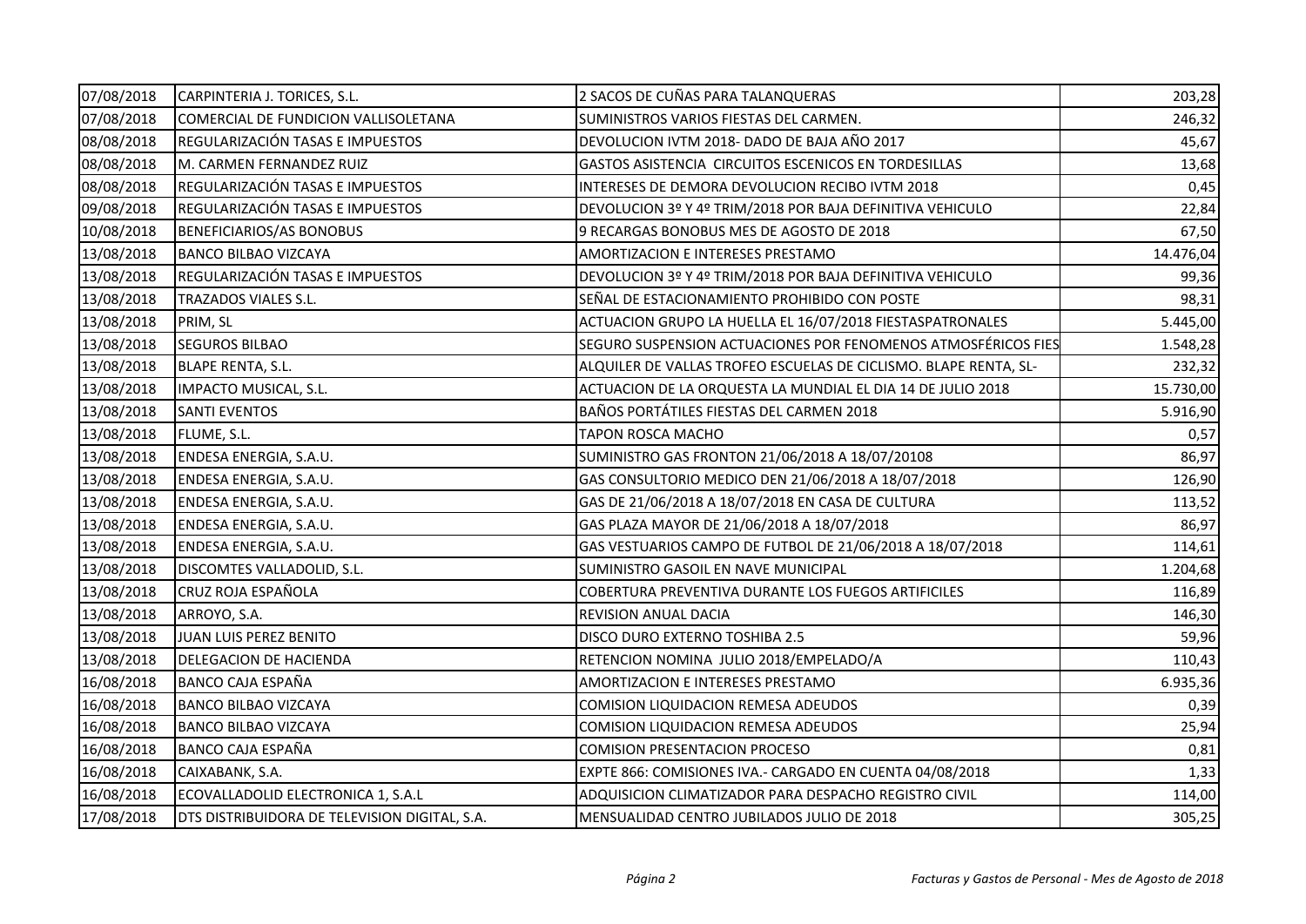| 07/08/2018 | CARPINTERIA J. TORICES, S.L. | 2 SACOS DE CUÑAS PARA TALANQUERAS | 203,28 |
|---|---|---|---|
| 07/08/2018 | COMERCIAL DE FUNDICION VALLISOLETANA | SUMINISTROS VARIOS FIESTAS DEL CARMEN. | 246,32 |
| 08/08/2018 | REGULARIZACIÓN TASAS E IMPUESTOS | DEVOLUCION IVTM 2018- DADO DE BAJA AÑO 2017 | 45,67 |
| 08/08/2018 | M. CARMEN FERNANDEZ RUIZ | GASTOS ASISTENCIA CIRCUITOS ESCENICOS EN TORDESILLAS | 13,68 |
| 08/08/2018 | REGULARIZACIÓN TASAS E IMPUESTOS | INTERESES DE DEMORA DEVOLUCION RECIBO IVTM 2018 | 0,45 |
| 09/08/2018 | REGULARIZACIÓN TASAS E IMPUESTOS | DEVOLUCION 3º Y 4º TRIM/2018 POR BAJA DEFINITIVA VEHICULO | 22,84 |
| 10/08/2018 | BENEFICIARIOS/AS BONOBUS | 9 RECARGAS BONOBUS MES DE AGOSTO DE 2018 | 67,50 |
| 13/08/2018 | BANCO BILBAO VIZCAYA | AMORTIZACION E INTERESES PRESTAMO | 14.476,04 |
| 13/08/2018 | REGULARIZACIÓN TASAS E IMPUESTOS | DEVOLUCION 3º Y 4º TRIM/2018 POR BAJA DEFINITIVA VEHICULO | 99,36 |
| 13/08/2018 | TRAZADOS VIALES S.L. | SEÑAL DE ESTACIONAMIENTO PROHIBIDO CON POSTE | 98,31 |
| 13/08/2018 | PRIM, SL | ACTUACION GRUPO LA HUELLA EL 16/07/2018 FIESTASPATRONALES | 5.445,00 |
| 13/08/2018 | SEGUROS BILBAO | SEGURO SUSPENSION ACTUACIONES POR FENOMENOS ATMOSFÉRICOS FIES | 1.548,28 |
| 13/08/2018 | BLAPE RENTA, S.L. | ALQUILER DE VALLAS TROFEO ESCUELAS DE CICLISMO. BLAPE RENTA, SL- | 232,32 |
| 13/08/2018 | IMPACTO MUSICAL, S.L. | ACTUACION DE LA ORQUESTA LA MUNDIAL EL DIA 14 DE JULIO 2018 | 15.730,00 |
| 13/08/2018 | SANTI EVENTOS | BAÑOS PORTÁTILES FIESTAS DEL CARMEN 2018 | 5.916,90 |
| 13/08/2018 | FLUME, S.L. | TAPON ROSCA MACHO | 0,57 |
| 13/08/2018 | ENDESA ENERGIA, S.A.U. | SUMINISTRO GAS FRONTON 21/06/2018 A 18/07/20108 | 86,97 |
| 13/08/2018 | ENDESA ENERGIA, S.A.U. | GAS CONSULTORIO MEDICO DEN 21/06/2018 A 18/07/2018 | 126,90 |
| 13/08/2018 | ENDESA ENERGIA, S.A.U. | GAS DE 21/06/2018 A 18/07/2018 EN CASA DE CULTURA | 113,52 |
| 13/08/2018 | ENDESA ENERGIA, S.A.U. | GAS PLAZA MAYOR DE 21/06/2018 A 18/07/2018 | 86,97 |
| 13/08/2018 | ENDESA ENERGIA, S.A.U. | GAS VESTUARIOS CAMPO DE FUTBOL DE 21/06/2018 A 18/07/2018 | 114,61 |
| 13/08/2018 | DISCOMTES VALLADOLID, S.L. | SUMINISTRO GASOIL EN NAVE MUNICIPAL | 1.204,68 |
| 13/08/2018 | CRUZ ROJA ESPAÑOLA | COBERTURA PREVENTIVA DURANTE LOS FUEGOS ARTIFICILES | 116,89 |
| 13/08/2018 | ARROYO, S.A. | REVISION ANUAL DACIA | 146,30 |
| 13/08/2018 | JUAN LUIS PEREZ BENITO | DISCO DURO EXTERNO TOSHIBA 2.5 | 59,96 |
| 13/08/2018 | DELEGACION DE HACIENDA | RETENCION NOMINA JULIO 2018/EMPELADO/A | 110,43 |
| 16/08/2018 | BANCO CAJA ESPAÑA | AMORTIZACION E INTERESES PRESTAMO | 6.935,36 |
| 16/08/2018 | BANCO BILBAO VIZCAYA | COMISION LIQUIDACION REMESA ADEUDOS | 0,39 |
| 16/08/2018 | BANCO BILBAO VIZCAYA | COMISION LIQUIDACION REMESA ADEUDOS | 25,94 |
| 16/08/2018 | BANCO CAJA ESPAÑA | COMISION PRESENTACION PROCESO | 0,81 |
| 16/08/2018 | CAIXABANK, S.A. | EXPTE 866: COMISIONES IVA.- CARGADO EN CUENTA 04/08/2018 | 1,33 |
| 16/08/2018 | ECOVALLADOLID ELECTRONICA 1, S.A.L | ADQUISICION CLIMATIZADOR PARA DESPACHO REGISTRO CIVIL | 114,00 |
| 17/08/2018 | DTS DISTRIBUIDORA DE TELEVISION DIGITAL, S.A. | MENSUALIDAD CENTRO JUBILADOS JULIO DE 2018 | 305,25 |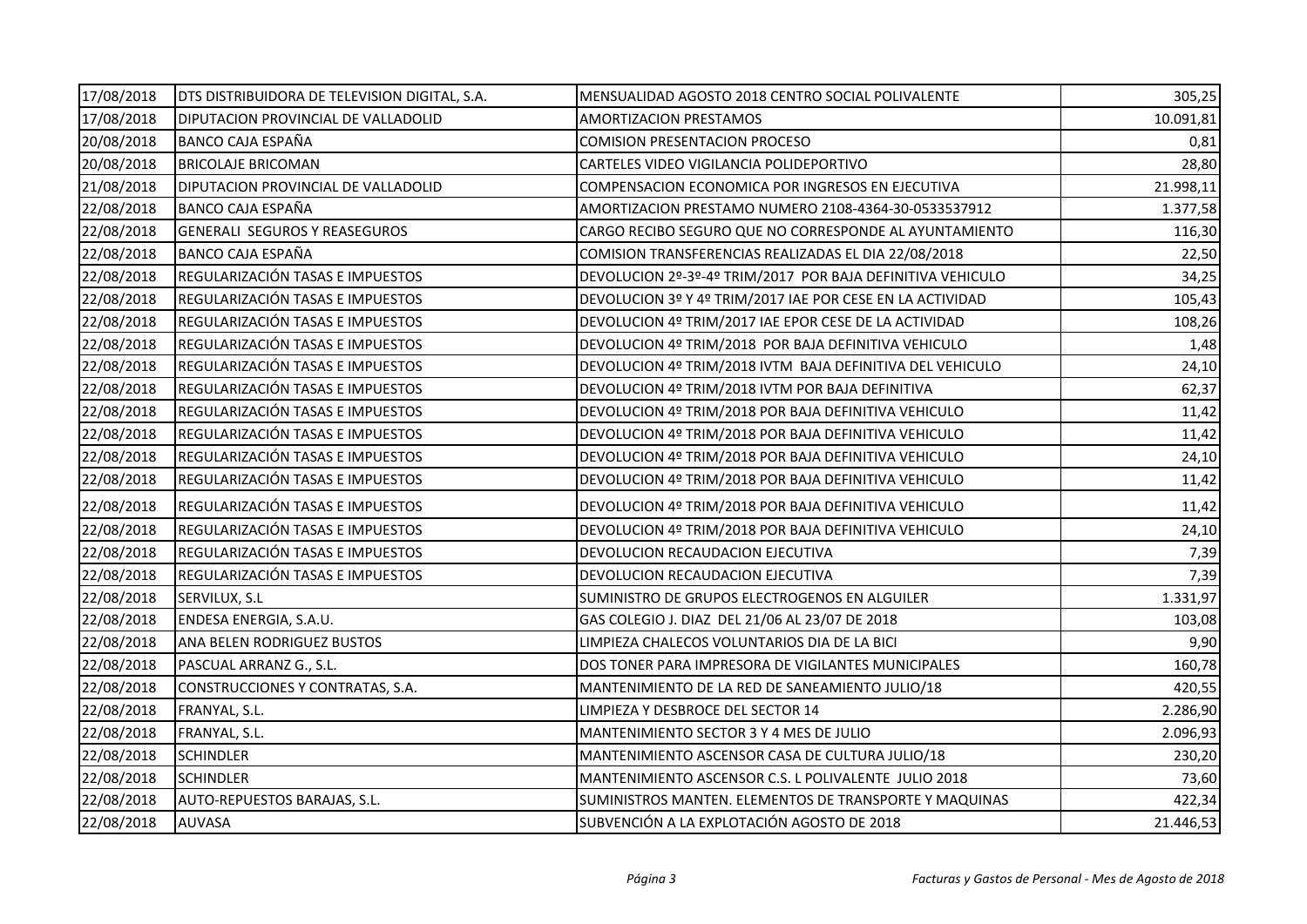| 17/08/2018 | DTS DISTRIBUIDORA DE TELEVISION DIGITAL, S.A. | MENSUALIDAD AGOSTO 2018 CENTRO SOCIAL POLIVALENTE | 305,25 |
|---|---|---|---|
| 17/08/2018 | DIPUTACION PROVINCIAL DE VALLADOLID | AMORTIZACION PRESTAMOS | 10.091,81 |
| 20/08/2018 | BANCO CAJA ESPAÑA | COMISION PRESENTACION PROCESO | 0,81 |
| 20/08/2018 | BRICOLAJE BRICOMAN | CARTELES VIDEO VIGILANCIA POLIDEPORTIVO | 28,80 |
| 21/08/2018 | DIPUTACION PROVINCIAL DE VALLADOLID | COMPENSACION ECONOMICA POR INGRESOS EN EJECUTIVA | 21.998,11 |
| 22/08/2018 | BANCO CAJA ESPAÑA | AMORTIZACION PRESTAMO NUMERO 2108-4364-30-0533537912 | 1.377,58 |
| 22/08/2018 | GENERALI SEGUROS Y REASEGUROS | CARGO RECIBO SEGURO QUE NO CORRESPONDE AL AYUNTAMIENTO | 116,30 |
| 22/08/2018 | BANCO CAJA ESPAÑA | COMISION TRANSFERENCIAS REALIZADAS EL DIA 22/08/2018 | 22,50 |
| 22/08/2018 | REGULARIZACIÓN TASAS E IMPUESTOS | DEVOLUCION 2º-3º-4º TRIM/2017 POR BAJA DEFINITIVA VEHICULO | 34,25 |
| 22/08/2018 | REGULARIZACIÓN TASAS E IMPUESTOS | DEVOLUCION 3º Y 4º TRIM/2017 IAE POR CESE EN LA ACTIVIDAD | 105,43 |
| 22/08/2018 | REGULARIZACIÓN TASAS E IMPUESTOS | DEVOLUCION 4º TRIM/2017 IAE EPOR CESE DE LA ACTIVIDAD | 108,26 |
| 22/08/2018 | REGULARIZACIÓN TASAS E IMPUESTOS | DEVOLUCION 4º TRIM/2018 POR BAJA DEFINITIVA VEHICULO | 1,48 |
| 22/08/2018 | REGULARIZACIÓN TASAS E IMPUESTOS | DEVOLUCION 4º TRIM/2018 IVTM BAJA DEFINITIVA DEL VEHICULO | 24,10 |
| 22/08/2018 | REGULARIZACIÓN TASAS E IMPUESTOS | DEVOLUCION 4º TRIM/2018 IVTM POR BAJA DEFINITIVA | 62,37 |
| 22/08/2018 | REGULARIZACIÓN TASAS E IMPUESTOS | DEVOLUCION 4º TRIM/2018 POR BAJA DEFINITIVA VEHICULO | 11,42 |
| 22/08/2018 | REGULARIZACIÓN TASAS E IMPUESTOS | DEVOLUCION 4º TRIM/2018 POR BAJA DEFINITIVA VEHICULO | 11,42 |
| 22/08/2018 | REGULARIZACIÓN TASAS E IMPUESTOS | DEVOLUCION 4º TRIM/2018 POR BAJA DEFINITIVA VEHICULO | 24,10 |
| 22/08/2018 | REGULARIZACIÓN TASAS E IMPUESTOS | DEVOLUCION 4º TRIM/2018 POR BAJA DEFINITIVA VEHICULO | 11,42 |
| 22/08/2018 | REGULARIZACIÓN TASAS E IMPUESTOS | DEVOLUCION 4º TRIM/2018 POR BAJA DEFINITIVA VEHICULO | 11,42 |
| 22/08/2018 | REGULARIZACIÓN TASAS E IMPUESTOS | DEVOLUCION 4º TRIM/2018 POR BAJA DEFINITIVA VEHICULO | 24,10 |
| 22/08/2018 | REGULARIZACIÓN TASAS E IMPUESTOS | DEVOLUCION RECAUDACION EJECUTIVA | 7,39 |
| 22/08/2018 | REGULARIZACIÓN TASAS E IMPUESTOS | DEVOLUCION RECAUDACION EJECUTIVA | 7,39 |
| 22/08/2018 | SERVILUX, S.L | SUMINISTRO DE GRUPOS ELECTROGENOS EN ALGUILER | 1.331,97 |
| 22/08/2018 | ENDESA ENERGIA, S.A.U. | GAS COLEGIO J. DIAZ DEL 21/06 AL 23/07 DE 2018 | 103,08 |
| 22/08/2018 | ANA BELEN RODRIGUEZ BUSTOS | LIMPIEZA CHALECOS VOLUNTARIOS DIA DE LA BICI | 9,90 |
| 22/08/2018 | PASCUAL ARRANZ G., S.L. | DOS TONER PARA IMPRESORA DE VIGILANTES MUNICIPALES | 160,78 |
| 22/08/2018 | CONSTRUCCIONES Y CONTRATAS, S.A. | MANTENIMIENTO DE LA RED DE SANEAMIENTO JULIO/18 | 420,55 |
| 22/08/2018 | FRANYAL, S.L. | LIMPIEZA Y DESBROCE DEL SECTOR 14 | 2.286,90 |
| 22/08/2018 | FRANYAL, S.L. | MANTENIMIENTO SECTOR 3 Y 4 MES DE JULIO | 2.096,93 |
| 22/08/2018 | SCHINDLER | MANTENIMIENTO ASCENSOR CASA DE CULTURA JULIO/18 | 230,20 |
| 22/08/2018 | SCHINDLER | MANTENIMIENTO ASCENSOR C.S. L POLIVALENTE JULIO 2018 | 73,60 |
| 22/08/2018 | AUTO-REPUESTOS BARAJAS, S.L. | SUMINISTROS MANTEN. ELEMENTOS DE TRANSPORTE Y MAQUINAS | 422,34 |
| 22/08/2018 | AUVASA | SUBVENCIÓN A LA EXPLOTACIÓN AGOSTO DE 2018 | 21.446,53 |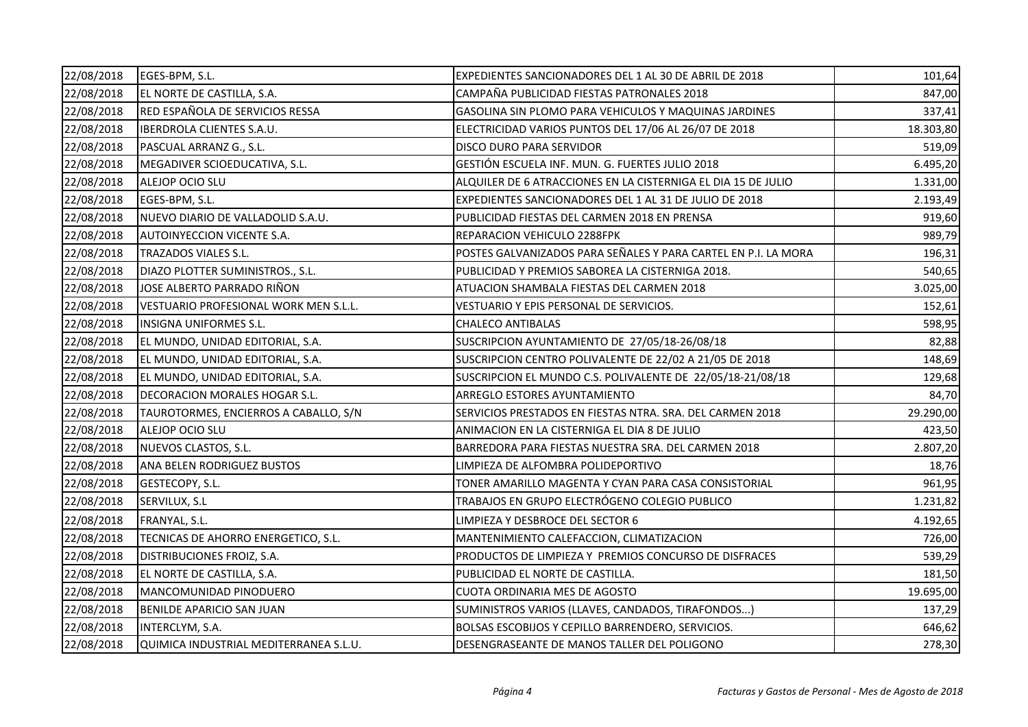| | | | |
|---|---|---|---|
| 22/08/2018 | EGES-BPM, S.L. | EXPEDIENTES SANCIONADORES DEL 1 AL 30 DE ABRIL DE 2018 | 101,64 |
| 22/08/2018 | EL NORTE DE CASTILLA, S.A. | CAMPAÑA PUBLICIDAD FIESTAS PATRONALES 2018 | 847,00 |
| 22/08/2018 | RED ESPAÑOLA DE SERVICIOS RESSA | GASOLINA SIN PLOMO PARA VEHICULOS Y MAQUINAS JARDINES | 337,41 |
| 22/08/2018 | IBERDROLA CLIENTES S.A.U. | ELECTRICIDAD VARIOS PUNTOS DEL 17/06 AL 26/07 DE 2018 | 18.303,80 |
| 22/08/2018 | PASCUAL ARRANZ G., S.L. | DISCO DURO PARA SERVIDOR | 519,09 |
| 22/08/2018 | MEGADIVER SCIOEDUCATIVA, S.L. | GESTIÓN ESCUELA INF. MUN. G. FUERTES JULIO 2018 | 6.495,20 |
| 22/08/2018 | ALEJOP OCIO SLU | ALQUILER DE 6 ATRACCIONES EN LA CISTERNIGA EL DIA 15 DE JULIO | 1.331,00 |
| 22/08/2018 | EGES-BPM, S.L. | EXPEDIENTES SANCIONADORES DEL 1 AL 31 DE JULIO DE 2018 | 2.193,49 |
| 22/08/2018 | NUEVO DIARIO DE VALLADOLID S.A.U. | PUBLICIDAD FIESTAS DEL CARMEN 2018 EN PRENSA | 919,60 |
| 22/08/2018 | AUTOINYECCION VICENTE S.A. | REPARACION VEHICULO 2288FPK | 989,79 |
| 22/08/2018 | TRAZADOS VIALES S.L. | POSTES GALVANIZADOS PARA SEÑALES Y PARA CARTEL EN P.I. LA MORA | 196,31 |
| 22/08/2018 | DIAZO PLOTTER SUMINISTROS., S.L. | PUBLICIDAD Y PREMIOS SABOREA LA CISTERNIGA 2018. | 540,65 |
| 22/08/2018 | JOSE ALBERTO PARRADO RIÑON | ATUACION SHAMBALA FIESTAS DEL CARMEN 2018 | 3.025,00 |
| 22/08/2018 | VESTUARIO PROFESIONAL WORK MEN S.L.L. | VESTUARIO Y EPIS PERSONAL DE SERVICIOS. | 152,61 |
| 22/08/2018 | INSIGNA UNIFORMES S.L. | CHALECO ANTIBALAS | 598,95 |
| 22/08/2018 | EL MUNDO, UNIDAD EDITORIAL, S.A. | SUSCRIPCION AYUNTAMIENTO DE 27/05/18-26/08/18 | 82,88 |
| 22/08/2018 | EL MUNDO, UNIDAD EDITORIAL, S.A. | SUSCRIPCION CENTRO POLIVALENTE DE 22/02 A 21/05 DE 2018 | 148,69 |
| 22/08/2018 | EL MUNDO, UNIDAD EDITORIAL, S.A. | SUSCRIPCION EL MUNDO C.S. POLIVALENTE DE 22/05/18-21/08/18 | 129,68 |
| 22/08/2018 | DECORACION MORALES HOGAR S.L. | ARREGLO ESTORES AYUNTAMIENTO | 84,70 |
| 22/08/2018 | TAUROTORMES, ENCIERROS A CABALLO, S/N | SERVICIOS PRESTADOS EN FIESTAS NTRA. SRA. DEL CARMEN 2018 | 29.290,00 |
| 22/08/2018 | ALEJOP OCIO SLU | ANIMACION EN LA CISTERNIGA EL DIA 8 DE JULIO | 423,50 |
| 22/08/2018 | NUEVOS CLASTOS, S.L. | BARREDORA PARA FIESTAS NUESTRA SRA. DEL CARMEN 2018 | 2.807,20 |
| 22/08/2018 | ANA BELEN RODRIGUEZ BUSTOS | LIMPIEZA DE ALFOMBRA POLIDEPORTIVO | 18,76 |
| 22/08/2018 | GESTECOPY, S.L. | TONER AMARILLO MAGENTA Y CYAN PARA CASA CONSISTORIAL | 961,95 |
| 22/08/2018 | SERVILUX, S.L | TRABAJOS EN GRUPO ELECTRÓGENO COLEGIO PUBLICO | 1.231,82 |
| 22/08/2018 | FRANYAL, S.L. | LIMPIEZA Y DESBROCE DEL SECTOR 6 | 4.192,65 |
| 22/08/2018 | TECNICAS DE AHORRO ENERGETICO, S.L. | MANTENIMIENTO CALEFACCION, CLIMATIZACION | 726,00 |
| 22/08/2018 | DISTRIBUCIONES FROIZ, S.A. | PRODUCTOS DE LIMPIEZA Y PREMIOS CONCURSO DE DISFRACES | 539,29 |
| 22/08/2018 | EL NORTE DE CASTILLA, S.A. | PUBLICIDAD EL NORTE DE CASTILLA. | 181,50 |
| 22/08/2018 | MANCOMUNIDAD PINODUERO | CUOTA ORDINARIA MES DE AGOSTO | 19.695,00 |
| 22/08/2018 | BENILDE APARICIO SAN JUAN | SUMINISTROS VARIOS (LLAVES, CANDADOS, TIRAFONDOS...) | 137,29 |
| 22/08/2018 | INTERCLYM, S.A. | BOLSAS ESCOBIJOS Y CEPILLO BARRENDERO, SERVICIOS. | 646,62 |
| 22/08/2018 | QUIMICA INDUSTRIAL MEDITERRANEA S.L.U. | DESENGRASEANTE DE MANOS TALLER DEL POLIGONO | 278,30 |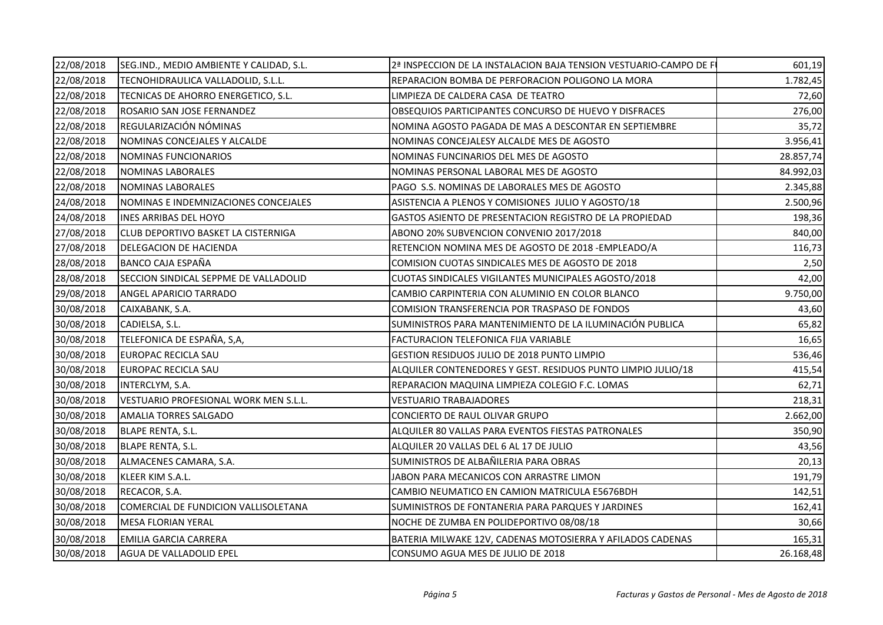| | | | |
|---|---|---|---|
| 22/08/2018 | SEG.IND., MEDIO AMBIENTE Y CALIDAD, S.L. | 2ª INSPECCION DE LA INSTALACION BAJA TENSION VESTUARIO-CAMPO DE F | 601,19 |
| 22/08/2018 | TECNOHIDRAULICA VALLADOLID, S.L.L. | REPARACION BOMBA DE PERFORACION POLIGONO LA MORA | 1.782,45 |
| 22/08/2018 | TECNICAS DE AHORRO ENERGETICO, S.L. | LIMPIEZA DE CALDERA CASA DE TEATRO | 72,60 |
| 22/08/2018 | ROSARIO SAN JOSE FERNANDEZ | OBSEQUIOS PARTICIPANTES CONCURSO DE HUEVO Y DISFRACES | 276,00 |
| 22/08/2018 | REGULARIZACIÓN NÓMINAS | NOMINA AGOSTO PAGADA DE MAS A DESCONTAR EN SEPTIEMBRE | 35,72 |
| 22/08/2018 | NOMINAS CONCEJALES Y ALCALDE | NOMINAS CONCEJALESY ALCALDE MES DE AGOSTO | 3.956,41 |
| 22/08/2018 | NOMINAS FUNCIONARIOS | NOMINAS FUNCINARIOS DEL MES DE AGOSTO | 28.857,74 |
| 22/08/2018 | NOMINAS LABORALES | NOMINAS PERSONAL LABORAL MES DE AGOSTO | 84.992,03 |
| 22/08/2018 | NOMINAS LABORALES | PAGO S.S. NOMINAS DE LABORALES MES DE AGOSTO | 2.345,88 |
| 24/08/2018 | NOMINAS E INDEMNIZACIONES CONCEJALES | ASISTENCIA A PLENOS Y COMISIONES JULIO Y AGOSTO/18 | 2.500,96 |
| 24/08/2018 | INES ARRIBAS DEL HOYO | GASTOS ASIENTO DE PRESENTACION REGISTRO DE LA PROPIEDAD | 198,36 |
| 27/08/2018 | CLUB DEPORTIVO BASKET LA CISTERNIGA | ABONO 20% SUBVENCION CONVENIO 2017/2018 | 840,00 |
| 27/08/2018 | DELEGACION DE HACIENDA | RETENCION NOMINA MES DE AGOSTO DE 2018 -EMPLEADO/A | 116,73 |
| 28/08/2018 | BANCO CAJA ESPAÑA | COMISION CUOTAS SINDICALES MES DE AGOSTO DE 2018 | 2,50 |
| 28/08/2018 | SECCION SINDICAL SEPPME DE VALLADOLID | CUOTAS SINDICALES VIGILANTES MUNICIPALES AGOSTO/2018 | 42,00 |
| 29/08/2018 | ANGEL APARICIO TARRADO | CAMBIO CARPINTERIA CON ALUMINIO EN COLOR BLANCO | 9.750,00 |
| 30/08/2018 | CAIXABANK, S.A. | COMISION TRANSFERENCIA POR TRASPASO DE FONDOS | 43,60 |
| 30/08/2018 | CADIELSA, S.L. | SUMINISTROS PARA MANTENIMIENTO DE LA ILUMINACIÓN PUBLICA | 65,82 |
| 30/08/2018 | TELEFONICA DE ESPAÑA, S,A, | FACTURACION TELEFONICA FIJA VARIABLE | 16,65 |
| 30/08/2018 | EUROPAC RECICLA SAU | GESTION RESIDUOS JULIO DE 2018 PUNTO LIMPIO | 536,46 |
| 30/08/2018 | EUROPAC RECICLA SAU | ALQUILER CONTENEDORES Y GEST. RESIDUOS PUNTO LIMPIO JULIO/18 | 415,54 |
| 30/08/2018 | INTERCLYM, S.A. | REPARACION MAQUINA LIMPIEZA COLEGIO F.C. LOMAS | 62,71 |
| 30/08/2018 | VESTUARIO PROFESIONAL WORK MEN S.L.L. | VESTUARIO TRABAJADORES | 218,31 |
| 30/08/2018 | AMALIA TORRES SALGADO | CONCIERTO DE RAUL OLIVAR GRUPO | 2.662,00 |
| 30/08/2018 | BLAPE RENTA, S.L. | ALQUILER 80 VALLAS PARA EVENTOS FIESTAS PATRONALES | 350,90 |
| 30/08/2018 | BLAPE RENTA, S.L. | ALQUILER 20 VALLAS DEL 6 AL 17 DE JULIO | 43,56 |
| 30/08/2018 | ALMACENES CAMARA, S.A. | SUMINISTROS DE ALBAÑILERIA PARA OBRAS | 20,13 |
| 30/08/2018 | KLEER KIM S.A.L. | JABON PARA MECANICOS CON ARRASTRE LIMON | 191,79 |
| 30/08/2018 | RECACOR, S.A. | CAMBIO NEUMATICO EN CAMION MATRICULA E5676BDH | 142,51 |
| 30/08/2018 | COMERCIAL DE FUNDICION VALLISOLETANA | SUMINISTROS DE FONTANERIA PARA PARQUES Y JARDINES | 162,41 |
| 30/08/2018 | MESA FLORIAN YERAL | NOCHE DE ZUMBA EN POLIDEPORTIVO 08/08/18 | 30,66 |
| 30/08/2018 | EMILIA GARCIA CARRERA | BATERIA MILWAKE 12V, CADENAS MOTOSIERRA Y AFILADOS CADENAS | 165,31 |
| 30/08/2018 | AGUA DE VALLADOLID EPEL | CONSUMO AGUA MES DE JULIO DE 2018 | 26.168,48 |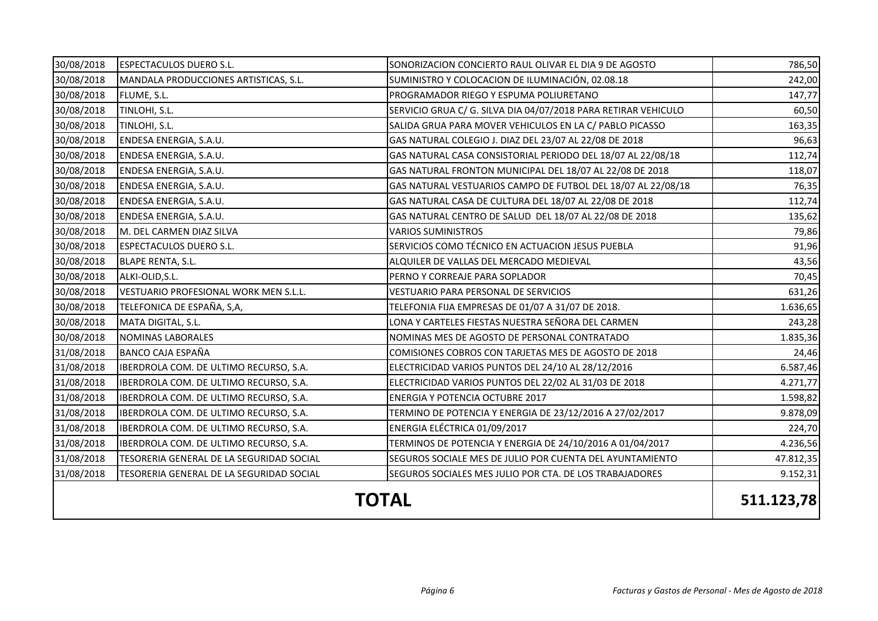| | | | |
|---|---|---|---|
| 30/08/2018 | ESPECTACULOS DUERO S.L. | SONORIZACION CONCIERTO RAUL OLIVAR EL DIA 9 DE AGOSTO | 786,50 |
| 30/08/2018 | MANDALA PRODUCCIONES ARTISTICAS, S.L. | SUMINISTRO Y COLOCACION DE ILUMINACIÓN, 02.08.18 | 242,00 |
| 30/08/2018 | FLUME, S.L. | PROGRAMADOR RIEGO Y ESPUMA POLIURETANO | 147,77 |
| 30/08/2018 | TINLOHI, S.L. | SERVICIO GRUA C/ G. SILVA DIA 04/07/2018 PARA RETIRAR VEHICULO | 60,50 |
| 30/08/2018 | TINLOHI, S.L. | SALIDA GRUA PARA MOVER VEHICULOS EN LA C/ PABLO PICASSO | 163,35 |
| 30/08/2018 | ENDESA ENERGIA, S.A.U. | GAS NATURAL COLEGIO J. DIAZ DEL 23/07 AL 22/08 DE 2018 | 96,63 |
| 30/08/2018 | ENDESA ENERGIA, S.A.U. | GAS NATURAL CASA CONSISTORIAL PERIODO DEL 18/07 AL 22/08/18 | 112,74 |
| 30/08/2018 | ENDESA ENERGIA, S.A.U. | GAS NATURAL FRONTON MUNICIPAL DEL 18/07 AL 22/08 DE 2018 | 118,07 |
| 30/08/2018 | ENDESA ENERGIA, S.A.U. | GAS NATURAL VESTUARIOS CAMPO DE FUTBOL DEL 18/07 AL 22/08/18 | 76,35 |
| 30/08/2018 | ENDESA ENERGIA, S.A.U. | GAS NATURAL CASA DE CULTURA DEL 18/07 AL 22/08 DE 2018 | 112,74 |
| 30/08/2018 | ENDESA ENERGIA, S.A.U. | GAS NATURAL CENTRO DE SALUD DEL 18/07 AL 22/08 DE 2018 | 135,62 |
| 30/08/2018 | M. DEL CARMEN DIAZ SILVA | VARIOS SUMINISTROS | 79,86 |
| 30/08/2018 | ESPECTACULOS DUERO S.L. | SERVICIOS COMO TÉCNICO EN ACTUACION JESUS PUEBLA | 91,96 |
| 30/08/2018 | BLAPE RENTA, S.L. | ALQUILER DE VALLAS DEL MERCADO MEDIEVAL | 43,56 |
| 30/08/2018 | ALKI-OLID,S.L. | PERNO Y CORREAJE PARA SOPLADOR | 70,45 |
| 30/08/2018 | VESTUARIO PROFESIONAL WORK MEN S.L.L. | VESTUARIO PARA PERSONAL DE SERVICIOS | 631,26 |
| 30/08/2018 | TELEFONICA DE ESPAÑA, S,A, | TELEFONIA FIJA EMPRESAS DE 01/07 A 31/07 DE 2018. | 1.636,65 |
| 30/08/2018 | MATA DIGITAL, S.L. | LONA Y CARTELES FIESTAS NUESTRA SEÑORA DEL CARMEN | 243,28 |
| 30/08/2018 | NOMINAS LABORALES | NOMINAS MES DE AGOSTO DE PERSONAL CONTRATADO | 1.835,36 |
| 31/08/2018 | BANCO CAJA ESPAÑA | COMISIONES COBROS CON TARJETAS MES DE AGOSTO DE 2018 | 24,46 |
| 31/08/2018 | IBERDROLA COM. DE ULTIMO RECURSO, S.A. | ELECTRICIDAD VARIOS PUNTOS DEL 24/10 AL 28/12/2016 | 6.587,46 |
| 31/08/2018 | IBERDROLA COM. DE ULTIMO RECURSO, S.A. | ELECTRICIDAD VARIOS PUNTOS DEL 22/02 AL 31/03 DE 2018 | 4.271,77 |
| 31/08/2018 | IBERDROLA COM. DE ULTIMO RECURSO, S.A. | ENERGIA Y POTENCIA OCTUBRE 2017 | 1.598,82 |
| 31/08/2018 | IBERDROLA COM. DE ULTIMO RECURSO, S.A. | TERMINO DE POTENCIA Y ENERGIA DE 23/12/2016 A 27/02/2017 | 9.878,09 |
| 31/08/2018 | IBERDROLA COM. DE ULTIMO RECURSO, S.A. | ENERGIA ELÉCTRICA 01/09/2017 | 224,70 |
| 31/08/2018 | IBERDROLA COM. DE ULTIMO RECURSO, S.A. | TERMINOS DE POTENCIA Y ENERGIA DE 24/10/2016 A 01/04/2017 | 4.236,56 |
| 31/08/2018 | TESORERIA GENERAL DE LA SEGURIDAD SOCIAL | SEGUROS SOCIALE MES DE JULIO POR CUENTA DEL AYUNTAMIENTO | 47.812,35 |
| 31/08/2018 | TESORERIA GENERAL DE LA SEGURIDAD SOCIAL | SEGUROS SOCIALES MES JULIO POR CTA. DE LOS TRABAJADORES | 9.152,31 |
| **TOTAL** | | | **511.123,78** |